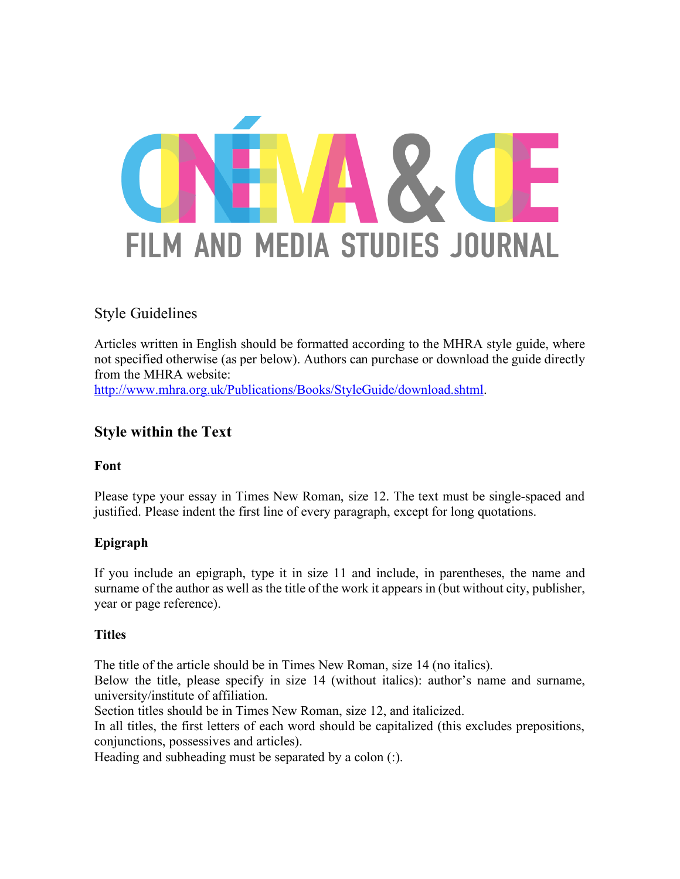# CINÉMA & CIE

FILM AND MEDIA STUDIES JOURNAL

## Style Guidelines

Articles written in English should be formatted according to the MHRA style guide, where not specified otherwise (as per below). Authors can purchase or download the guide directly from the MHRA website:
http://www.mhra.org.uk/Publications/Books/StyleGuide/download.shtml.

## Style within the Text

### Font

Please type your essay in Times New Roman, size 12. The text must be single-spaced and justified. Please indent the first line of every paragraph, except for long quotations.

### Epigraph

If you include an epigraph, type it in size 11 and include, in parentheses, the name and surname of the author as well as the title of the work it appears in (but without city, publisher, year or page reference).

### Titles

The title of the article should be in Times New Roman, size 14 (no italics).
Below the title, please specify in size 14 (without italics): author's name and surname, university/institute of affiliation.
Section titles should be in Times New Roman, size 12, and italicized.
In all titles, the first letters of each word should be capitalized (this excludes prepositions, conjunctions, possessives and articles).
Heading and subheading must be separated by a colon (:).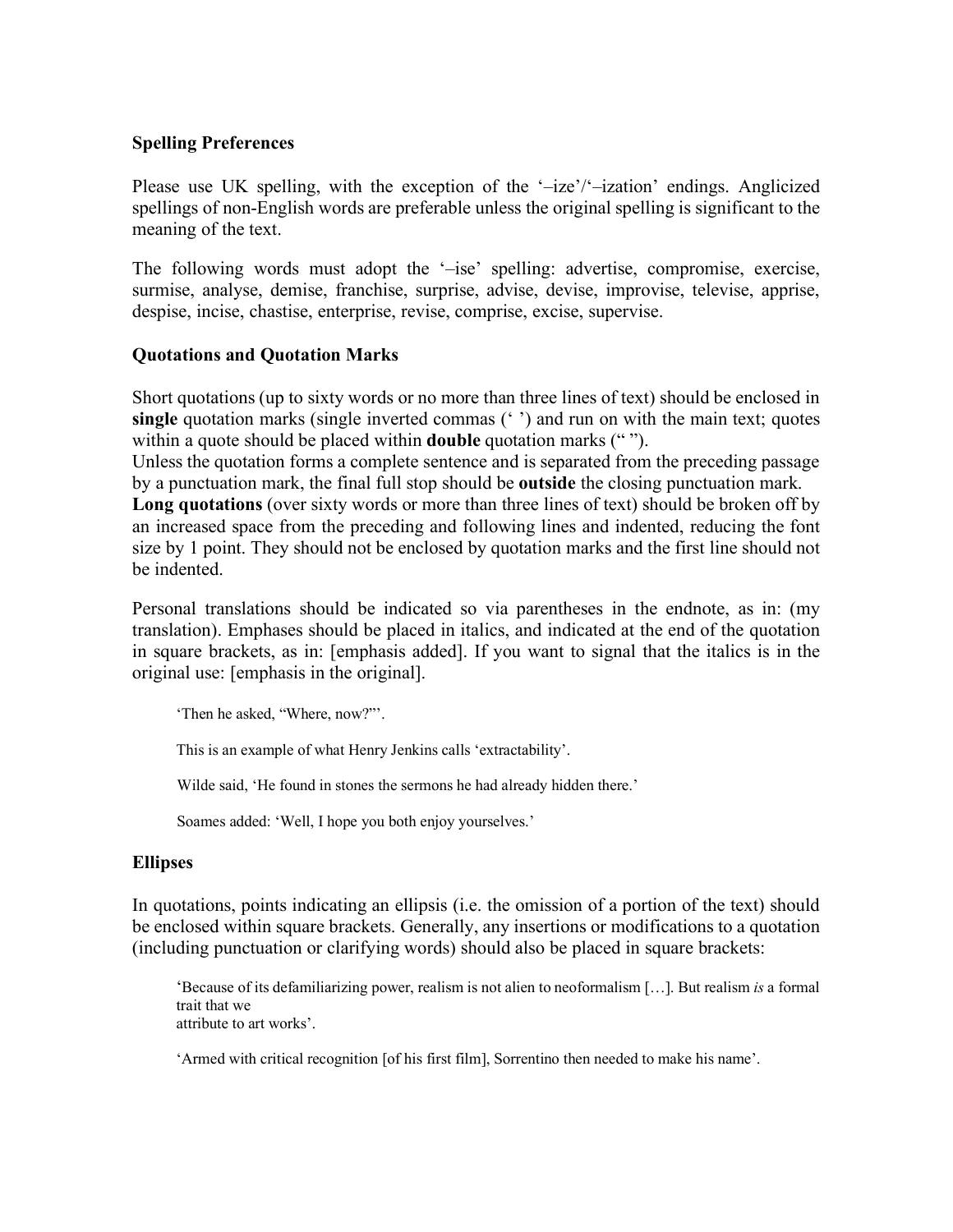**Spelling Preferences**

Please use UK spelling, with the exception of the '–ize'/'–ization' endings. Anglicized spellings of non-English words are preferable unless the original spelling is significant to the meaning of the text.

The following words must adopt the '–ise' spelling: advertise, compromise, exercise, surmise, analyse, demise, franchise, surprise, advise, devise, improvise, televise, apprise, despise, incise, chastise, enterprise, revise, comprise, excise, supervise.

**Quotations and Quotation Marks**

Short quotations (up to sixty words or no more than three lines of text) should be enclosed in **single** quotation marks (single inverted commas (' ') and run on with the main text; quotes within a quote should be placed within **double** quotation marks (" ").
Unless the quotation forms a complete sentence and is separated from the preceding passage by a punctuation mark, the final full stop should be **outside** the closing punctuation mark.
**Long quotations** (over sixty words or more than three lines of text) should be broken off by an increased space from the preceding and following lines and indented, reducing the font size by 1 point. They should not be enclosed by quotation marks and the first line should not be indented.

Personal translations should be indicated so via parentheses in the endnote, as in: (my translation). Emphases should be placed in italics, and indicated at the end of the quotation in square brackets, as in: [emphasis added]. If you want to signal that the italics is in the original use: [emphasis in the original].

> 'Then he asked, "Where, now?"'.
>
> This is an example of what Henry Jenkins calls 'extractability'.
>
> Wilde said, 'He found in stones the sermons he had already hidden there.'
>
> Soames added: 'Well, I hope you both enjoy yourselves.'

**Ellipses**

In quotations, points indicating an ellipsis (i.e. the omission of a portion of the text) should be enclosed within square brackets. Generally, any insertions or modifications to a quotation (including punctuation or clarifying words) should also be placed in square brackets:

> 'Because of its defamiliarizing power, realism is not alien to neoformalism […]. But realism *is* a formal trait that we
> attribute to art works'.
>
> 'Armed with critical recognition [of his first film], Sorrentino then needed to make his name'.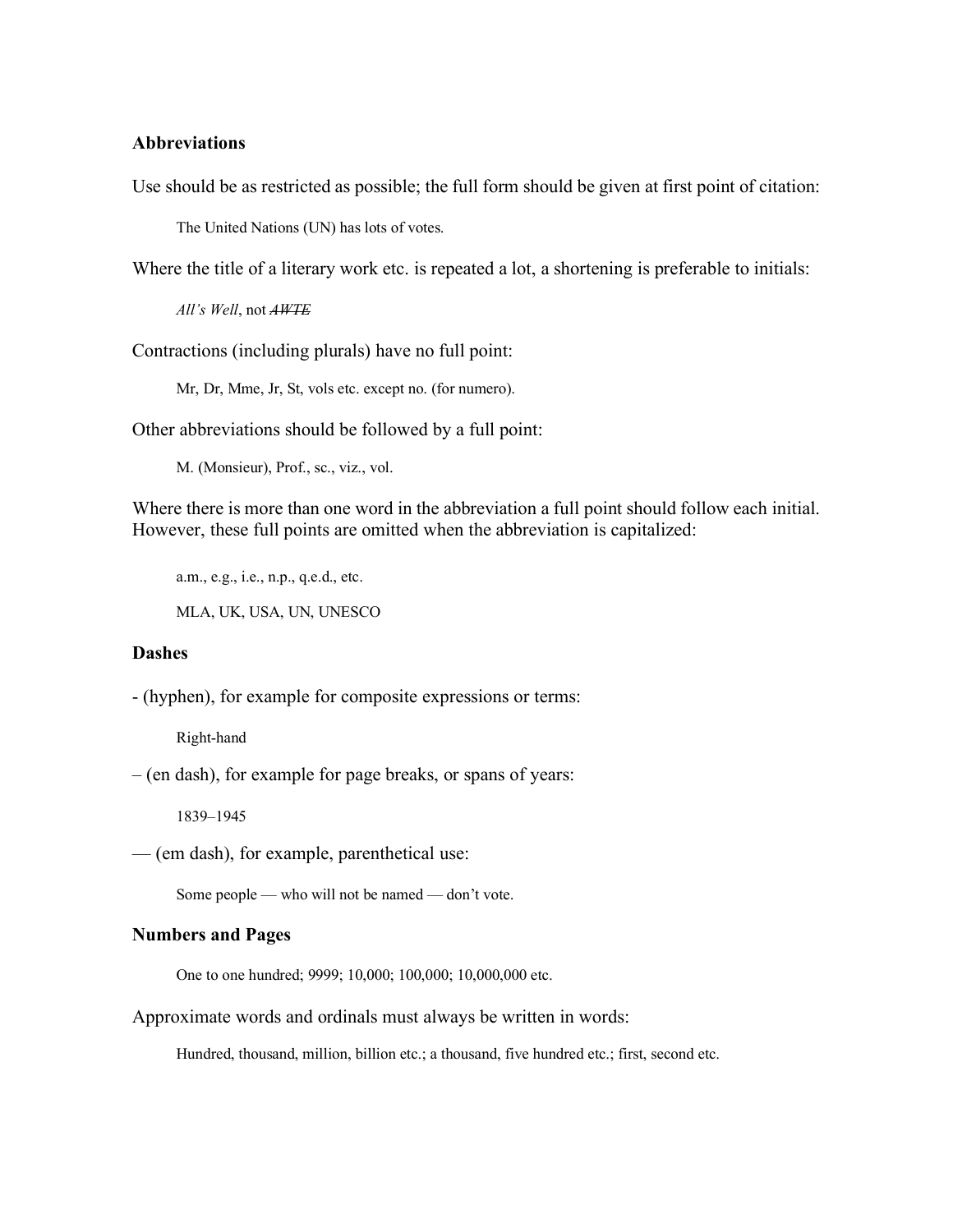**Abbreviations**

Use should be as restricted as possible; the full form should be given at first point of citation:

> The United Nations (UN) has lots of votes.

Where the title of a literary work etc. is repeated a lot, a shortening is preferable to initials:

> *All's Well*, not ~~*AWTE*~~

Contractions (including plurals) have no full point:

> Mr, Dr, Mme, Jr, St, vols etc. except no. (for numero).

Other abbreviations should be followed by a full point:

> M. (Monsieur), Prof., sc., viz., vol.

Where there is more than one word in the abbreviation a full point should follow each initial. However, these full points are omitted when the abbreviation is capitalized:

> a.m., e.g., i.e., n.p., q.e.d., etc.
>
> MLA, UK, USA, UN, UNESCO

**Dashes**

- (hyphen), for example for composite expressions or terms:

> Right-hand

– (en dash), for example for page breaks, or spans of years:

> 1839–1945

— (em dash), for example, parenthetical use:

> Some people — who will not be named — don't vote.

**Numbers and Pages**

> One to one hundred; 9999; 10,000; 100,000; 10,000,000 etc.

Approximate words and ordinals must always be written in words:

> Hundred, thousand, million, billion etc.; a thousand, five hundred etc.; first, second etc.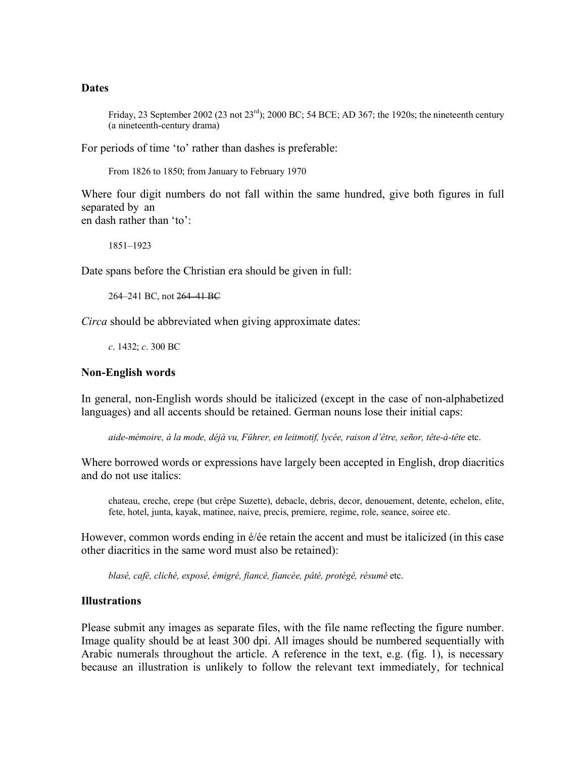**Dates**

> Friday, 23 September 2002 (23 not 23rd); 2000 BC; 54 BCE; AD 367; the 1920s; the nineteenth century (a nineteenth-century drama)

For periods of time 'to' rather than dashes is preferable:

> From 1826 to 1850; from January to February 1970

Where four digit numbers do not fall within the same hundred, give both figures in full separated by an en dash rather than 'to':

> 1851–1923

Date spans before the Christian era should be given in full:

> 264–241 BC, not ~~264–41 BC~~

*Circa* should be abbreviated when giving approximate dates:

> *c*. 1432; *c*. 300 BC

**Non-English words**

In general, non-English words should be italicized (except in the case of non-alphabetized languages) and all accents should be retained. German nouns lose their initial caps:

> *aide-mémoire, à la mode, déjà vu, Führer, en leitmotif, lycée, raison d'être, señor, tête-à-tête* etc.

Where borrowed words or expressions have largely been accepted in English, drop diacritics and do not use italics:

> chateau, creche, crepe (but crêpe Suzette), debacle, debris, decor, denouement, detente, echelon, elite, fete, hotel, junta, kayak, matinee, naive, precis, premiere, regime, role, seance, soiree etc.

However, common words ending in é/ée retain the accent and must be italicized (in this case other diacritics in the same word must also be retained):

> *blasé, café, cliché, exposé, émigré, fiancé, fiancée, pâté, protégé, résumé* etc.

**Illustrations**

Please submit any images as separate files, with the file name reflecting the figure number. Image quality should be at least 300 dpi. All images should be numbered sequentially with Arabic numerals throughout the article. A reference in the text, e.g. (fig. 1), is necessary because an illustration is unlikely to follow the relevant text immediately, for technical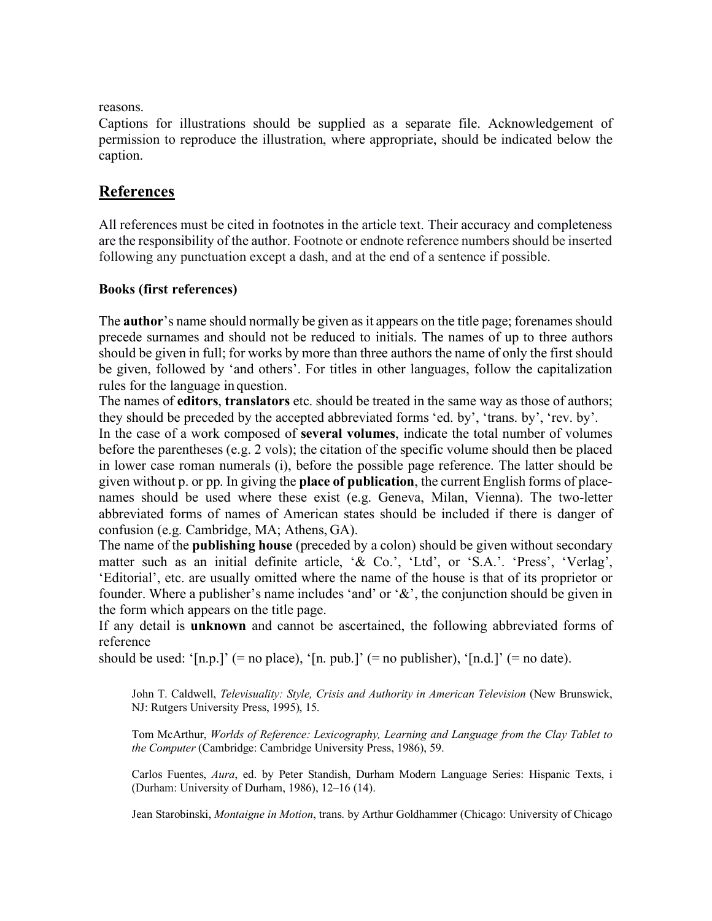reasons.

Captions for illustrations should be supplied as a separate file. Acknowledgement of permission to reproduce the illustration, where appropriate, should be indicated below the caption.

## References

All references must be cited in footnotes in the article text. Their accuracy and completeness are the responsibility of the author. Footnote or endnote reference numbers should be inserted following any punctuation except a dash, and at the end of a sentence if possible.

### Books (first references)

The **author**'s name should normally be given as it appears on the title page; forenames should precede surnames and should not be reduced to initials. The names of up to three authors should be given in full; for works by more than three authors the name of only the first should be given, followed by 'and others'. For titles in other languages, follow the capitalization rules for the language in question.

The names of **editors**, **translators** etc. should be treated in the same way as those of authors; they should be preceded by the accepted abbreviated forms 'ed. by', 'trans. by', 'rev. by'.

In the case of a work composed of **several volumes**, indicate the total number of volumes before the parentheses (e.g. 2 vols); the citation of the specific volume should then be placed in lower case roman numerals (i), before the possible page reference. The latter should be given without p. or pp. In giving the **place of publication**, the current English forms of place-names should be used where these exist (e.g. Geneva, Milan, Vienna). The two-letter abbreviated forms of names of American states should be included if there is danger of confusion (e.g. Cambridge, MA; Athens, GA).

The name of the **publishing house** (preceded by a colon) should be given without secondary matter such as an initial definite article, '& Co.', 'Ltd', or 'S.A.'. 'Press', 'Verlag', 'Editorial', etc. are usually omitted where the name of the house is that of its proprietor or founder. Where a publisher's name includes 'and' or '&', the conjunction should be given in the form which appears on the title page.

If any detail is **unknown** and cannot be ascertained, the following abbreviated forms of reference
should be used: '[n.p.]' (= no place), '[n. pub.]' (= no publisher), '[n.d.]' (= no date).

> John T. Caldwell, *Televisuality: Style, Crisis and Authority in American Television* (New Brunswick, NJ: Rutgers University Press, 1995), 15.
>
> Tom McArthur, *Worlds of Reference: Lexicography, Learning and Language from the Clay Tablet to the Computer* (Cambridge: Cambridge University Press, 1986), 59.
>
> Carlos Fuentes, *Aura*, ed. by Peter Standish, Durham Modern Language Series: Hispanic Texts, i (Durham: University of Durham, 1986), 12–16 (14).
>
> Jean Starobinski, *Montaigne in Motion*, trans. by Arthur Goldhammer (Chicago: University of Chicago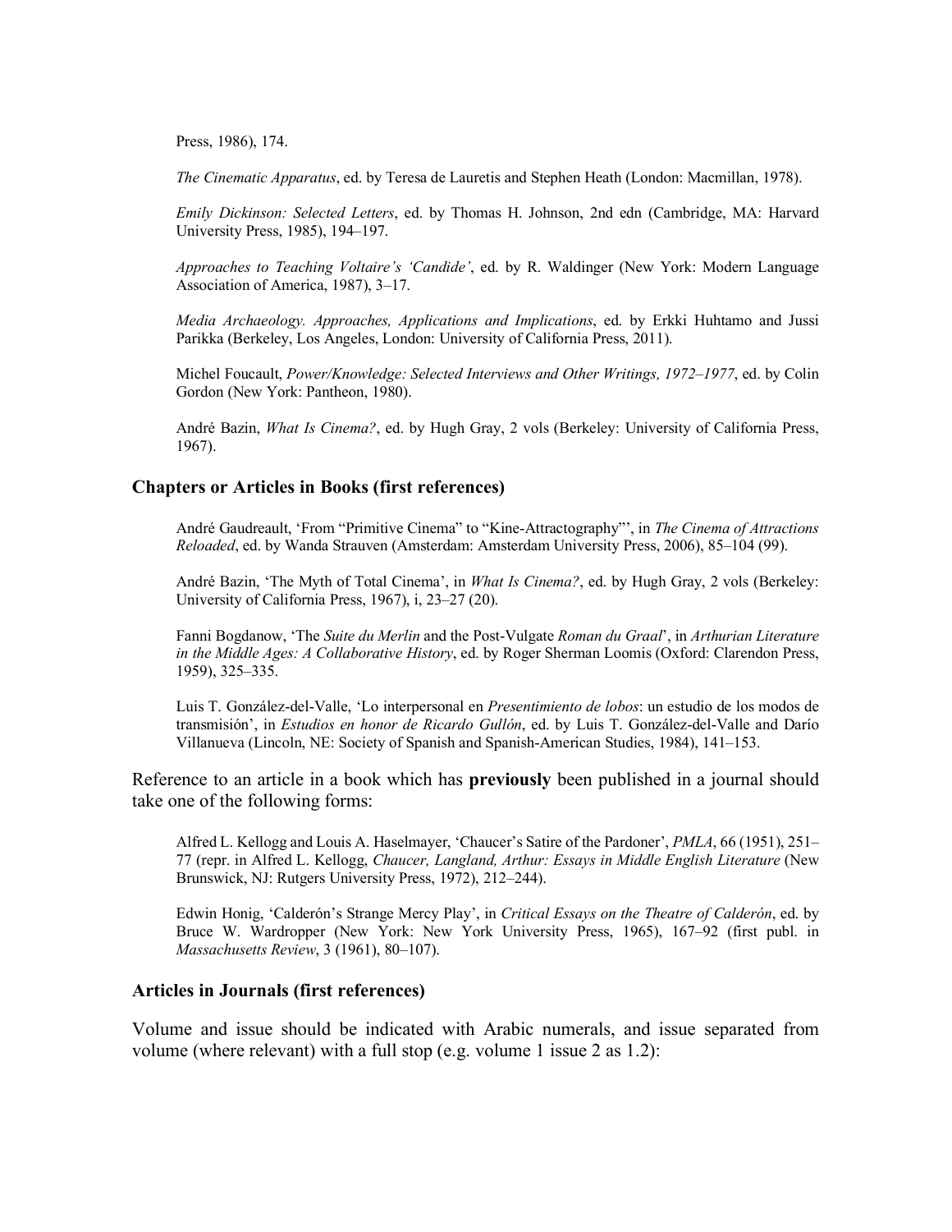Press, 1986), 174.

*The Cinematic Apparatus*, ed. by Teresa de Lauretis and Stephen Heath (London: Macmillan, 1978).

*Emily Dickinson: Selected Letters*, ed. by Thomas H. Johnson, 2nd edn (Cambridge, MA: Harvard University Press, 1985), 194–197.

*Approaches to Teaching Voltaire's 'Candide'*, ed. by R. Waldinger (New York: Modern Language Association of America, 1987), 3–17.

*Media Archaeology. Approaches, Applications and Implications*, ed. by Erkki Huhtamo and Jussi Parikka (Berkeley, Los Angeles, London: University of California Press, 2011).

Michel Foucault, *Power/Knowledge: Selected Interviews and Other Writings, 1972–1977*, ed. by Colin Gordon (New York: Pantheon, 1980).

André Bazin, *What Is Cinema?*, ed. by Hugh Gray, 2 vols (Berkeley: University of California Press, 1967).

### Chapters or Articles in Books (first references)

André Gaudreault, 'From "Primitive Cinema" to "Kine-Attractography"', in *The Cinema of Attractions Reloaded*, ed. by Wanda Strauven (Amsterdam: Amsterdam University Press, 2006), 85–104 (99).

André Bazin, 'The Myth of Total Cinema', in *What Is Cinema?*, ed. by Hugh Gray, 2 vols (Berkeley: University of California Press, 1967), i, 23–27 (20).

Fanni Bogdanow, 'The *Suite du Merlin* and the Post-Vulgate *Roman du Graal*', in *Arthurian Literature in the Middle Ages: A Collaborative History*, ed. by Roger Sherman Loomis (Oxford: Clarendon Press, 1959), 325–335.

Luis T. González-del-Valle, 'Lo interpersonal en *Presentimiento de lobos*: un estudio de los modos de transmisión', in *Estudios en honor de Ricardo Gullón*, ed. by Luis T. González-del-Valle and Darío Villanueva (Lincoln, NE: Society of Spanish and Spanish-American Studies, 1984), 141–153.

Reference to an article in a book which has **previously** been published in a journal should take one of the following forms:

Alfred L. Kellogg and Louis A. Haselmayer, 'Chaucer's Satire of the Pardoner', *PMLA*, 66 (1951), 251–77 (repr. in Alfred L. Kellogg, *Chaucer, Langland, Arthur: Essays in Middle English Literature* (New Brunswick, NJ: Rutgers University Press, 1972), 212–244).

Edwin Honig, 'Calderón's Strange Mercy Play', in *Critical Essays on the Theatre of Calderón*, ed. by Bruce W. Wardropper (New York: New York University Press, 1965), 167–92 (first publ. in *Massachusetts Review*, 3 (1961), 80–107).

### Articles in Journals (first references)

Volume and issue should be indicated with Arabic numerals, and issue separated from volume (where relevant) with a full stop (e.g. volume 1 issue 2 as 1.2):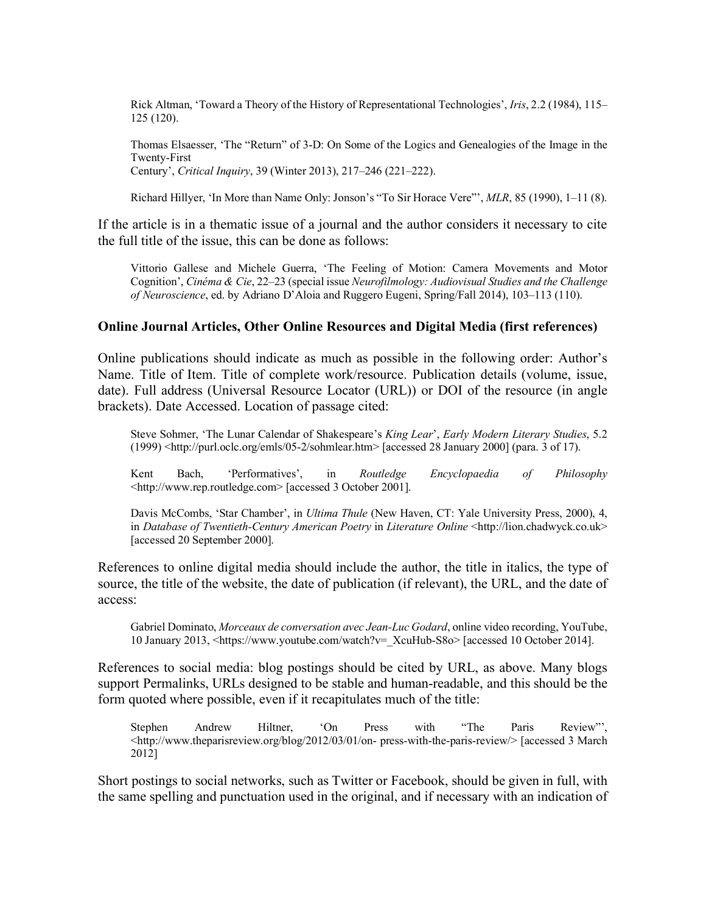Rick Altman, 'Toward a Theory of the History of Representational Technologies', *Iris*, 2.2 (1984), 115–125 (120).

Thomas Elsaesser, 'The "Return" of 3-D: On Some of the Logics and Genealogies of the Image in the Twenty-First Century', *Critical Inquiry*, 39 (Winter 2013), 217–246 (221–222).

Richard Hillyer, 'In More than Name Only: Jonson's "To Sir Horace Vere"', *MLR*, 85 (1990), 1–11 (8).

If the article is in a thematic issue of a journal and the author considers it necessary to cite the full title of the issue, this can be done as follows:

Vittorio Gallese and Michele Guerra, 'The Feeling of Motion: Camera Movements and Motor Cognition', *Cinéma & Cie*, 22–23 (special issue *Neurofilmology: Audiovisual Studies and the Challenge of Neuroscience*, ed. by Adriano D'Aloia and Ruggero Eugeni, Spring/Fall 2014), 103–113 (110).

**Online Journal Articles, Other Online Resources and Digital Media (first references)**

Online publications should indicate as much as possible in the following order: Author's Name. Title of Item. Title of complete work/resource. Publication details (volume, issue, date). Full address (Universal Resource Locator (URL)) or DOI of the resource (in angle brackets). Date Accessed. Location of passage cited:

Steve Sohmer, 'The Lunar Calendar of Shakespeare's *King Lear*', *Early Modern Literary Studies*, 5.2 (1999) <http://purl.oclc.org/emls/05-2/sohmlear.htm> [accessed 28 January 2000] (para. 3 of 17).

Kent Bach, 'Performatives', in *Routledge Encyclopaedia of Philosophy* <http://www.rep.routledge.com> [accessed 3 October 2001].

Davis McCombs, 'Star Chamber', in *Ultima Thule* (New Haven, CT: Yale University Press, 2000), 4, in *Database of Twentieth-Century American Poetry* in *Literature Online* <http://lion.chadwyck.co.uk> [accessed 20 September 2000].

References to online digital media should include the author, the title in italics, the type of source, the title of the website, the date of publication (if relevant), the URL, and the date of access:

Gabriel Dominato, *Morceaux de conversation avec Jean-Luc Godard*, online video recording, YouTube, 10 January 2013, <https://www.youtube.com/watch?v=_XcuHub-S8o> [accessed 10 October 2014].

References to social media: blog postings should be cited by URL, as above. Many blogs support Permalinks, URLs designed to be stable and human-readable, and this should be the form quoted where possible, even if it recapitulates much of the title:

Stephen Andrew Hiltner, 'On Press with "The Paris Review"', <http://www.theparisreview.org/blog/2012/03/01/on- press-with-the-paris-review/> [accessed 3 March 2012]

Short postings to social networks, such as Twitter or Facebook, should be given in full, with the same spelling and punctuation used in the original, and if necessary with an indication of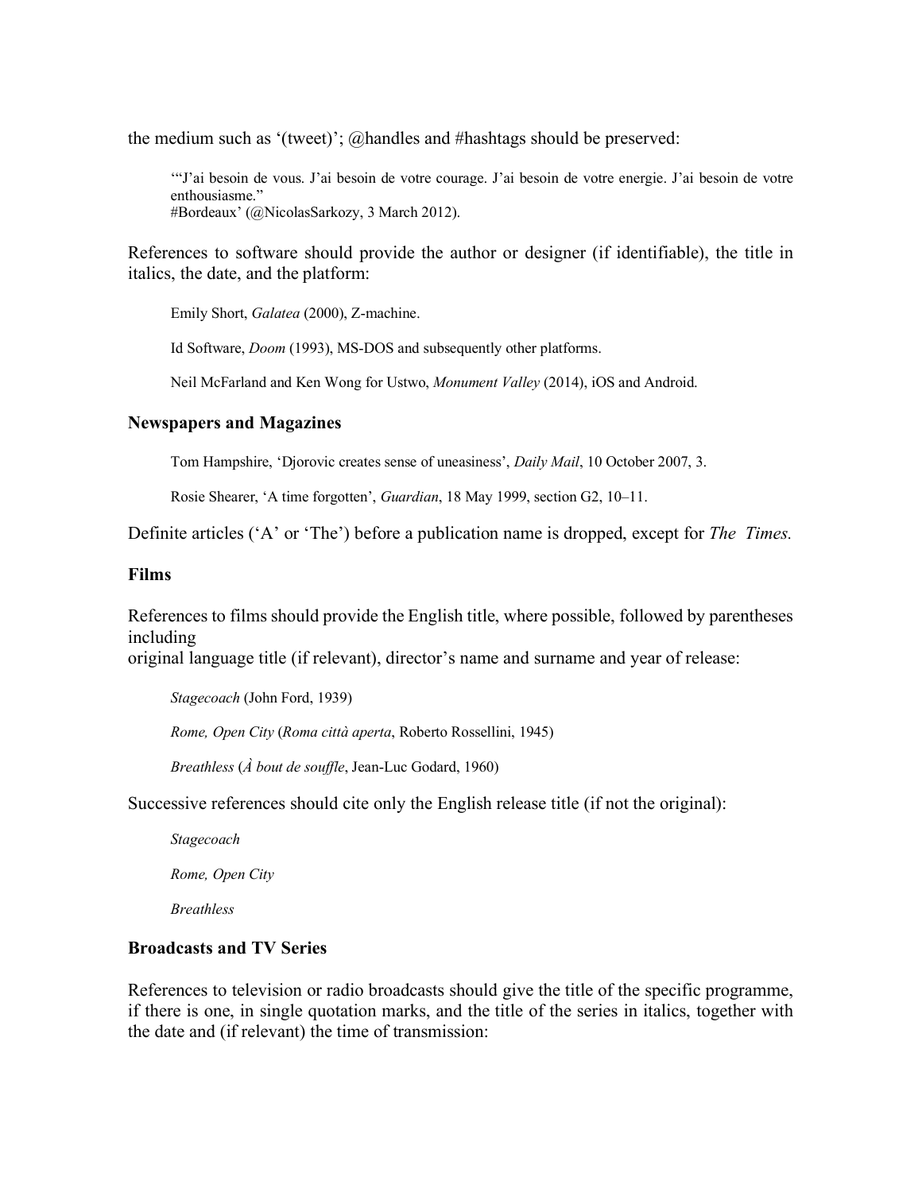the medium such as '(tweet)'; @handles and #hashtags should be preserved:

> '"J'ai besoin de vous. J'ai besoin de votre courage. J'ai besoin de votre energie. J'ai besoin de votre enthousiasme."
> #Bordeaux' (@NicolasSarkozy, 3 March 2012).

References to software should provide the author or designer (if identifiable), the title in italics, the date, and the platform:

> Emily Short, *Galatea* (2000), Z-machine.

> Id Software, *Doom* (1993), MS-DOS and subsequently other platforms.

> Neil McFarland and Ken Wong for Ustwo, *Monument Valley* (2014), iOS and Android.

### Newspapers and Magazines

> Tom Hampshire, 'Djorovic creates sense of uneasiness', *Daily Mail*, 10 October 2007, 3.

> Rosie Shearer, 'A time forgotten', *Guardian*, 18 May 1999, section G2, 10–11.

Definite articles ('A' or 'The') before a publication name is dropped, except for *The Times.*

### Films

References to films should provide the English title, where possible, followed by parentheses including
original language title (if relevant), director's name and surname and year of release:

> *Stagecoach* (John Ford, 1939)

> *Rome, Open City* (*Roma città aperta*, Roberto Rossellini, 1945)

> *Breathless* (*À bout de souffle*, Jean-Luc Godard, 1960)

Successive references should cite only the English release title (if not the original):

> *Stagecoach*

> *Rome, Open City*

> *Breathless*

### Broadcasts and TV Series

References to television or radio broadcasts should give the title of the specific programme, if there is one, in single quotation marks, and the title of the series in italics, together with the date and (if relevant) the time of transmission: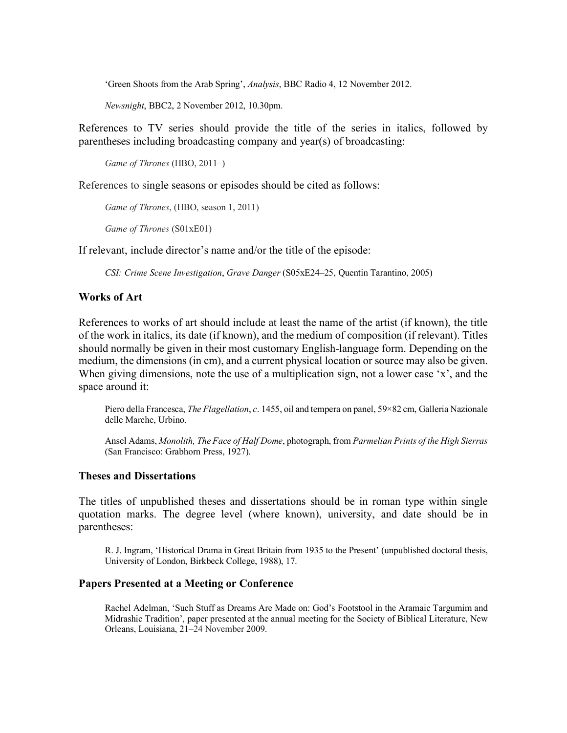'Green Shoots from the Arab Spring', *Analysis*, BBC Radio 4, 12 November 2012.

*Newsnight*, BBC2, 2 November 2012, 10.30pm.

References to TV series should provide the title of the series in italics, followed by parentheses including broadcasting company and year(s) of broadcasting:

*Game of Thrones* (HBO, 2011–)

References to single seasons or episodes should be cited as follows:

*Game of Thrones*, (HBO, season 1, 2011)

*Game of Thrones* (S01xE01)

If relevant, include director's name and/or the title of the episode:

*CSI: Crime Scene Investigation*, *Grave Danger* (S05xE24–25, Quentin Tarantino, 2005)

### Works of Art

References to works of art should include at least the name of the artist (if known), the title of the work in italics, its date (if known), and the medium of composition (if relevant). Titles should normally be given in their most customary English-language form. Depending on the medium, the dimensions (in cm), and a current physical location or source may also be given. When giving dimensions, note the use of a multiplication sign, not a lower case 'x', and the space around it:

Piero della Francesca, *The Flagellation*, *c*. 1455, oil and tempera on panel, 59×82 cm, Galleria Nazionale delle Marche, Urbino.

Ansel Adams, *Monolith, The Face of Half Dome*, photograph, from *Parmelian Prints of the High Sierras* (San Francisco: Grabhorn Press, 1927).

### Theses and Dissertations

The titles of unpublished theses and dissertations should be in roman type within single quotation marks. The degree level (where known), university, and date should be in parentheses:

R. J. Ingram, 'Historical Drama in Great Britain from 1935 to the Present' (unpublished doctoral thesis, University of London, Birkbeck College, 1988), 17.

### Papers Presented at a Meeting or Conference

Rachel Adelman, 'Such Stuff as Dreams Are Made on: God's Footstool in the Aramaic Targumim and Midrashic Tradition', paper presented at the annual meeting for the Society of Biblical Literature, New Orleans, Louisiana, 21–24 November 2009.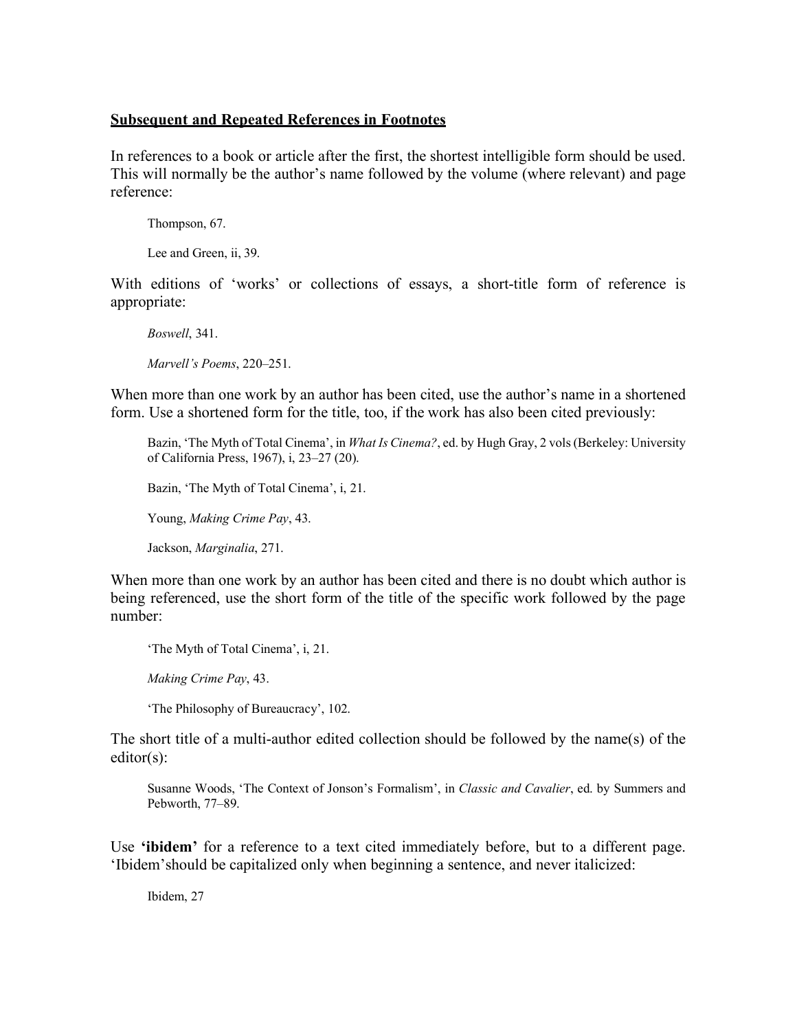## <u>Subsequent and Repeated References in Footnotes</u>

In references to a book or article after the first, the shortest intelligible form should be used. This will normally be the author's name followed by the volume (where relevant) and page reference:

> Thompson, 67.
>
> Lee and Green, ii, 39.

With editions of 'works' or collections of essays, a short-title form of reference is appropriate:

> *Boswell*, 341.
>
> *Marvell's Poems*, 220–251.

When more than one work by an author has been cited, use the author's name in a shortened form. Use a shortened form for the title, too, if the work has also been cited previously:

> Bazin, 'The Myth of Total Cinema', in *What Is Cinema?*, ed. by Hugh Gray, 2 vols (Berkeley: University of California Press, 1967), i, 23–27 (20).
>
> Bazin, 'The Myth of Total Cinema', i, 21.
>
> Young, *Making Crime Pay*, 43.
>
> Jackson, *Marginalia*, 271.

When more than one work by an author has been cited and there is no doubt which author is being referenced, use the short form of the title of the specific work followed by the page number:

> 'The Myth of Total Cinema', i, 21.
>
> *Making Crime Pay*, 43.
>
> 'The Philosophy of Bureaucracy', 102.

The short title of a multi-author edited collection should be followed by the name(s) of the editor(s):

> Susanne Woods, 'The Context of Jonson's Formalism', in *Classic and Cavalier*, ed. by Summers and Pebworth, 77–89.

Use **'ibidem'** for a reference to a text cited immediately before, but to a different page. 'Ibidem'should be capitalized only when beginning a sentence, and never italicized:

> Ibidem, 27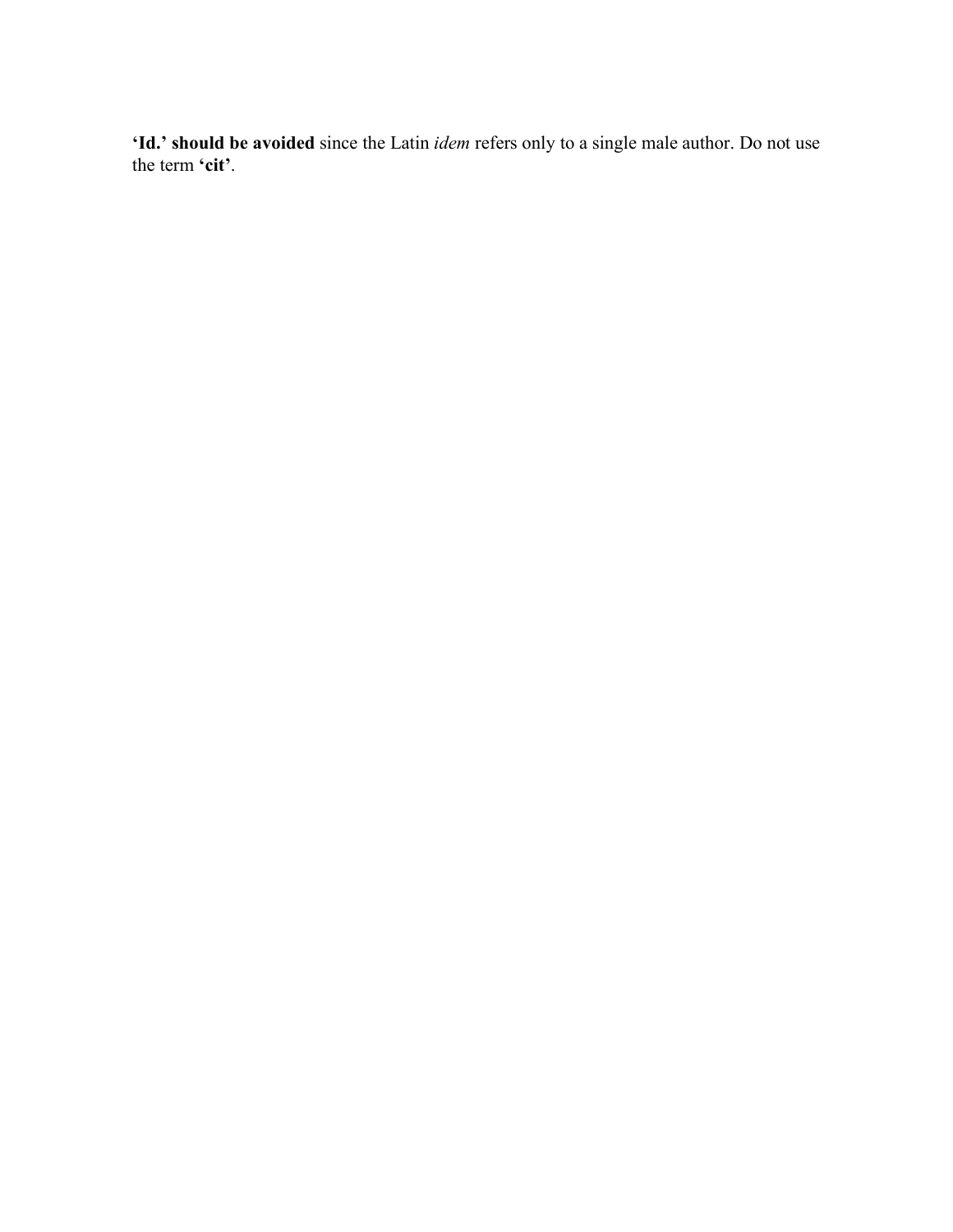**'Id.' should be avoided** since the Latin *idem* refers only to a single male author. Do not use the term **'cit'**.